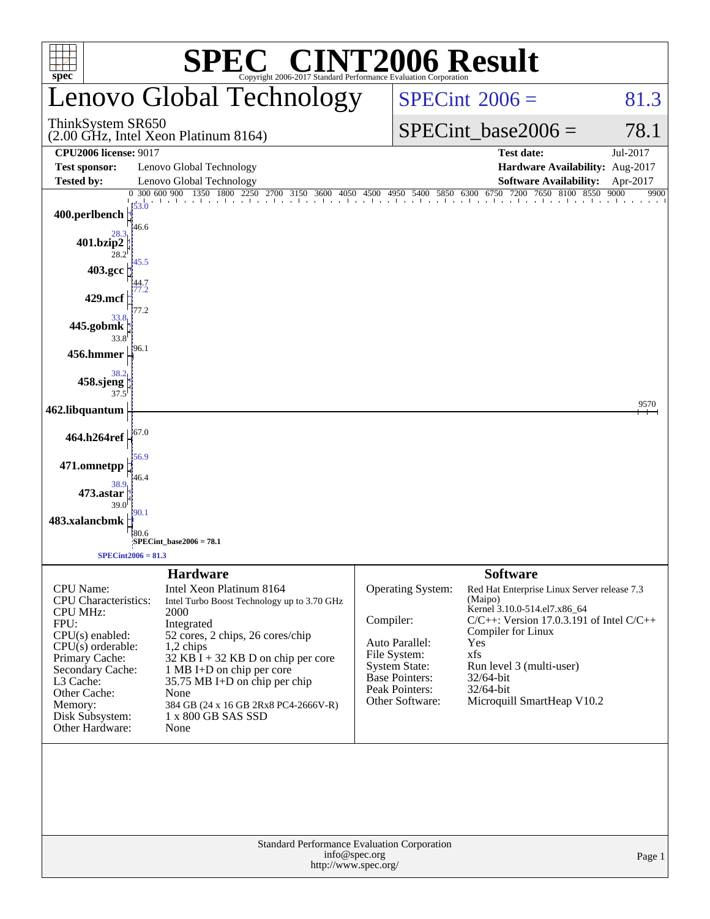# SPEC® CINT2006 Result

Copyright 2006-2017 Standard Performance Evaluation Corporation

## Lenovo Global Technology

ThinkSystem SR650
(2.00 GHz, Intel Xeon Platinum 8164)

SPECint2006 = 81.3

SPECint_base2006 = 78.1

| | | | |
|---|---|---|---|
| **CPU2006 license:** 9017 | | **Test date:** | Jul-2017 |
| **Test sponsor:** | Lenovo Global Technology | **Hardware Availability:** | Aug-2017 |
| **Tested by:** | Lenovo Global Technology | **Software Availability:** | Apr-2017 |

| Benchmark | Peak | Base |
|---|---|---|
| 400.perlbench | 53.0 | 46.6 |
| 401.bzip2 | 28.3 | 28.2 |
| 403.gcc | 45.5 | 44.7 |
| 429.mcf | 77.2 | 77.2 |
| 445.gobmk | 33.8 | 33.8 |
| 456.hmmer | 96.1 | 96.1 |
| 458.sjeng | 38.2 | 37.5 |
| 462.libquantum | 9570 | 9570 |
| 464.h264ref | 67.0 | 67.0 |
| 471.omnetpp | 56.9 | 46.4 |
| 473.astar | 38.9 | 39.0 |
| 483.xalancbmk | 90.1 | 80.6 |

SPECint_base2006 = 78.1

SPECint2006 = 81.3

## Hardware

| | |
|---|---|
| CPU Name: | Intel Xeon Platinum 8164 |
| CPU Characteristics: | Intel Turbo Boost Technology up to 3.70 GHz |
| CPU MHz: | 2000 |
| FPU: | Integrated |
| CPU(s) enabled: | 52 cores, 2 chips, 26 cores/chip |
| CPU(s) orderable: | 1,2 chips |
| Primary Cache: | 32 KB I + 32 KB D on chip per core |
| Secondary Cache: | 1 MB I+D on chip per core |
| L3 Cache: | 35.75 MB I+D on chip per chip |
| Other Cache: | None |
| Memory: | 384 GB (24 x 16 GB 2Rx8 PC4-2666V-R) |
| Disk Subsystem: | 1 x 800 GB SAS SSD |
| Other Hardware: | None |

## Software

| | |
|---|---|
| Operating System: | Red Hat Enterprise Linux Server release 7.3 (Maipo) Kernel 3.10.0-514.el7.x86_64 |
| Compiler: | C/C++: Version 17.0.3.191 of Intel C/C++ Compiler for Linux |
| Auto Parallel: | Yes |
| File System: | xfs |
| System State: | Run level 3 (multi-user) |
| Base Pointers: | 32/64-bit |
| Peak Pointers: | 32/64-bit |
| Other Software: | Microquill SmartHeap V10.2 |

Standard Performance Evaluation Corporation
info@spec.org
http://www.spec.org/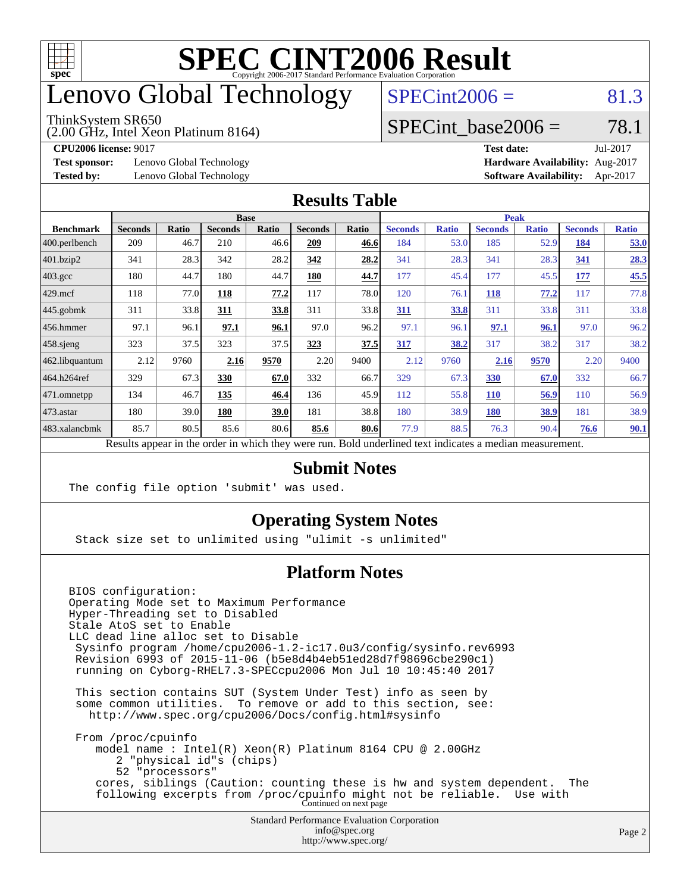# SPEC CINT2006 Result

Copyright 2006-2017 Standard Performance Evaluation Corporation

# Lenovo Global Technology

ThinkSystem SR650
(2.00 GHz, Intel Xeon Platinum 8164)

SPECint2006 = 81.3

SPECint_base2006 = 78.1

**CPU2006 license:** 9017
**Test sponsor:** Lenovo Global Technology
**Tested by:** Lenovo Global Technology

**Test date:** Jul-2017
**Hardware Availability:** Aug-2017
**Software Availability:** Apr-2017

## Results Table

| | Base | | | | | | Peak | | | | | |
|---|---|---|---|---|---|---|---|---|---|---|---|---|
| **Benchmark** | **Seconds** | **Ratio** | **Seconds** | **Ratio** | **Seconds** | **Ratio** | **Seconds** | **Ratio** | **Seconds** | **Ratio** | **Seconds** | **Ratio** |
| 400.perlbench | 209 | 46.7 | 210 | 46.6 | **209** | **46.6** | 184 | 53.0 | 185 | 52.9 | **184** | **53.0** |
| 401.bzip2 | 341 | 28.3 | 342 | 28.2 | **342** | **28.2** | 341 | 28.3 | 341 | 28.3 | **341** | **28.3** |
| 403.gcc | 180 | 44.7 | 180 | 44.7 | **180** | **44.7** | 177 | 45.4 | 177 | 45.5 | **177** | **45.5** |
| 429.mcf | 118 | 77.0 | **118** | **77.2** | 117 | 78.0 | 120 | 76.1 | **118** | **77.2** | 117 | 77.8 |
| 445.gobmk | 311 | 33.8 | **311** | **33.8** | 311 | 33.8 | **311** | **33.8** | 311 | 33.8 | 311 | 33.8 |
| 456.hmmer | 97.1 | 96.1 | **97.1** | **96.1** | 97.0 | 96.2 | 97.1 | 96.1 | **97.1** | **96.1** | 97.0 | 96.2 |
| 458.sjeng | 323 | 37.5 | 323 | 37.5 | **323** | **37.5** | **317** | **38.2** | 317 | 38.2 | 317 | 38.2 |
| 462.libquantum | 2.12 | 9760 | **2.16** | **9570** | 2.20 | 9400 | 2.12 | 9760 | **2.16** | **9570** | 2.20 | 9400 |
| 464.h264ref | 329 | 67.3 | **330** | **67.0** | 332 | 66.7 | 329 | 67.3 | **330** | **67.0** | 332 | 66.7 |
| 471.omnetpp | 134 | 46.7 | **135** | **46.4** | 136 | 45.9 | 112 | 55.8 | **110** | **56.9** | 110 | 56.9 |
| 473.astar | 180 | 39.0 | **180** | **39.0** | 181 | 38.8 | 180 | 38.9 | **180** | **38.9** | 181 | 38.9 |
| 483.xalancbmk | 85.7 | 80.5 | 85.6 | 80.6 | **85.6** | **80.6** | 77.9 | 88.5 | 76.3 | 90.4 | **76.6** | **90.1** |

Results appear in the order in which they were run. Bold underlined text indicates a median measurement.

## Submit Notes

```
The config file option 'submit' was used.
```

## Operating System Notes

```
Stack size set to unlimited using "ulimit -s unlimited"
```

## Platform Notes

```
BIOS configuration:
Operating Mode set to Maximum Performance
Hyper-Threading set to Disabled
Stale AtoS set to Enable
LLC dead line alloc set to Disable
 Sysinfo program /home/cpu2006-1.2-ic17.0u3/config/sysinfo.rev6993
 Revision 6993 of 2015-11-06 (b5e8d4b4eb51ed28d7f98696cbe290c1)
 running on Cyborg-RHEL7.3-SPECcpu2006 Mon Jul 10 10:45:40 2017

 This section contains SUT (System Under Test) info as seen by
 some common utilities.  To remove or add to this section, see:
   http://www.spec.org/cpu2006/Docs/config.html#sysinfo

 From /proc/cpuinfo
    model name : Intel(R) Xeon(R) Platinum 8164 CPU @ 2.00GHz
       2 "physical id"s (chips)
       52 "processors"
    cores, siblings (Caution: counting these is hw and system dependent.  The
    following excerpts from /proc/cpuinfo might not be reliable.  Use with
```

Continued on next page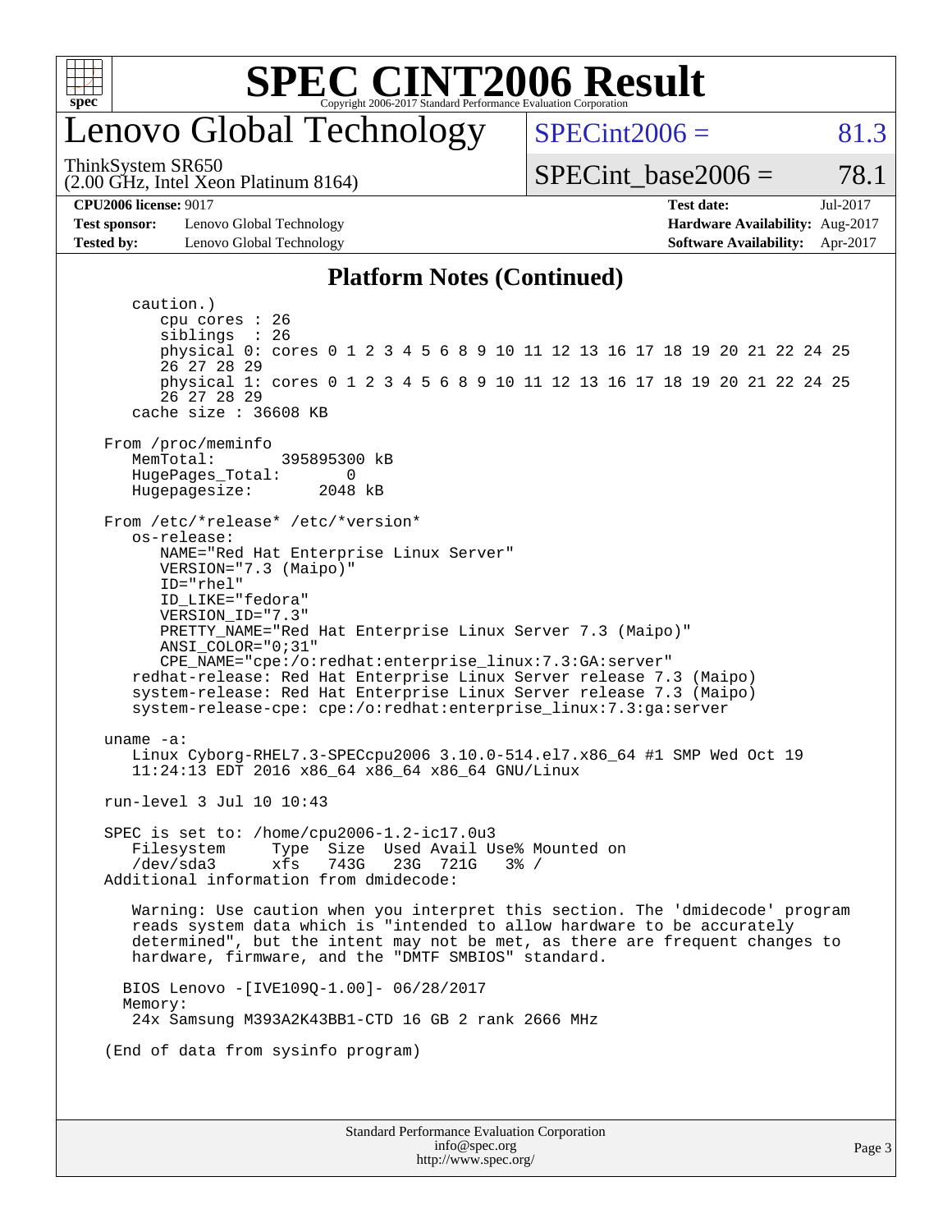# SPEC CINT2006 Result

Copyright 2006-2017 Standard Performance Evaluation Corporation

## Lenovo Global Technology

ThinkSystem SR650
(2.00 GHz, Intel Xeon Platinum 8164)

SPECint2006 = 81.3

SPECint_base2006 = 78.1

**CPU2006 license:** 9017
**Test sponsor:** Lenovo Global Technology
**Tested by:** Lenovo Global Technology

**Test date:** Jul-2017
**Hardware Availability:** Aug-2017
**Software Availability:** Apr-2017

### Platform Notes (Continued)

```
      caution.)
         cpu cores : 26
         siblings  : 26
         physical 0: cores 0 1 2 3 4 5 6 8 9 10 11 12 13 16 17 18 19 20 21 22 24 25
         26 27 28 29
         physical 1: cores 0 1 2 3 4 5 6 8 9 10 11 12 13 16 17 18 19 20 21 22 24 25
         26 27 28 29
      cache size : 36608 KB

   From /proc/meminfo
      MemTotal:       395895300 kB
      HugePages_Total:       0
      Hugepagesize:       2048 kB

   From /etc/*release* /etc/*version*
      os-release:
         NAME="Red Hat Enterprise Linux Server"
         VERSION="7.3 (Maipo)"
         ID="rhel"
         ID_LIKE="fedora"
         VERSION_ID="7.3"
         PRETTY_NAME="Red Hat Enterprise Linux Server 7.3 (Maipo)"
         ANSI_COLOR="0;31"
         CPE_NAME="cpe:/o:redhat:enterprise_linux:7.3:GA:server"
      redhat-release: Red Hat Enterprise Linux Server release 7.3 (Maipo)
      system-release: Red Hat Enterprise Linux Server release 7.3 (Maipo)
      system-release-cpe: cpe:/o:redhat:enterprise_linux:7.3:ga:server

   uname -a:
      Linux Cyborg-RHEL7.3-SPECcpu2006 3.10.0-514.el7.x86_64 #1 SMP Wed Oct 19
      11:24:13 EDT 2016 x86_64 x86_64 x86_64 GNU/Linux

   run-level 3 Jul 10 10:43

   SPEC is set to: /home/cpu2006-1.2-ic17.0u3
      Filesystem     Type  Size  Used Avail Use% Mounted on
      /dev/sda3      xfs   743G   23G  721G   3% /
   Additional information from dmidecode:

      Warning: Use caution when you interpret this section. The 'dmidecode' program
      reads system data which is "intended to allow hardware to be accurately
      determined", but the intent may not be met, as there are frequent changes to
      hardware, firmware, and the "DMTF SMBIOS" standard.

     BIOS Lenovo -[IVE109Q-1.00]- 06/28/2017
     Memory:
      24x Samsung M393A2K43BB1-CTD 16 GB 2 rank 2666 MHz

   (End of data from sysinfo program)
```

Standard Performance Evaluation Corporation
info@spec.org
http://www.spec.org/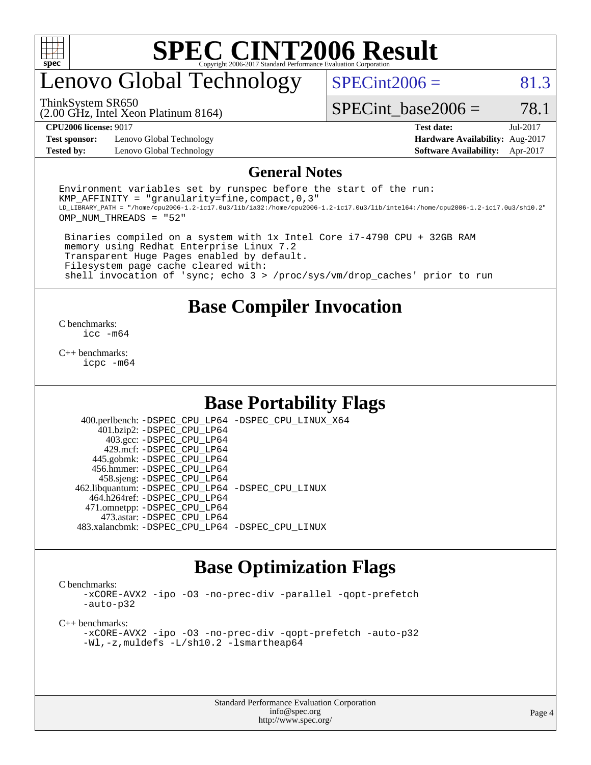# SPEC CINT2006 Result

Copyright 2006-2017 Standard Performance Evaluation Corporation

# Lenovo Global Technology

ThinkSystem SR650
(2.00 GHz, Intel Xeon Platinum 8164)

SPECint2006 = 81.3

SPECint_base2006 = 78.1

| | | | |
|---|---|---|---|
| **CPU2006 license:** 9017 | | **Test date:** | Jul-2017 |
| **Test sponsor:** | Lenovo Global Technology | **Hardware Availability:** | Aug-2017 |
| **Tested by:** | Lenovo Global Technology | **Software Availability:** | Apr-2017 |

## General Notes

```
Environment variables set by runspec before the start of the run:
KMP_AFFINITY = "granularity=fine,compact,0,3"
LD_LIBRARY_PATH = "/home/cpu2006-1.2-ic17.0u3/lib/ia32:/home/cpu2006-1.2-ic17.0u3/lib/intel64:/home/cpu2006-1.2-ic17.0u3/sh10.2"
OMP_NUM_THREADS = "52"

 Binaries compiled on a system with 1x Intel Core i7-4790 CPU + 32GB RAM
 memory using Redhat Enterprise Linux 7.2
 Transparent Huge Pages enabled by default.
 Filesystem page cache cleared with:
 shell invocation of 'sync; echo 3 > /proc/sys/vm/drop_caches' prior to run
```

## Base Compiler Invocation

C benchmarks:
`icc -m64`

C++ benchmarks:
`icpc -m64`

## Base Portability Flags

| | |
|---|---|
| 400.perlbench: | -DSPEC_CPU_LP64 -DSPEC_CPU_LINUX_X64 |
| 401.bzip2: | -DSPEC_CPU_LP64 |
| 403.gcc: | -DSPEC_CPU_LP64 |
| 429.mcf: | -DSPEC_CPU_LP64 |
| 445.gobmk: | -DSPEC_CPU_LP64 |
| 456.hmmer: | -DSPEC_CPU_LP64 |
| 458.sjeng: | -DSPEC_CPU_LP64 |
| 462.libquantum: | -DSPEC_CPU_LP64 -DSPEC_CPU_LINUX |
| 464.h264ref: | -DSPEC_CPU_LP64 |
| 471.omnetpp: | -DSPEC_CPU_LP64 |
| 473.astar: | -DSPEC_CPU_LP64 |
| 483.xalancbmk: | -DSPEC_CPU_LP64 -DSPEC_CPU_LINUX |

## Base Optimization Flags

C benchmarks:
`-xCORE-AVX2 -ipo -O3 -no-prec-div -parallel -qopt-prefetch -auto-p32`

C++ benchmarks:
`-xCORE-AVX2 -ipo -O3 -no-prec-div -qopt-prefetch -auto-p32 -Wl,-z,muldefs -L/sh10.2 -lsmartheap64`

Standard Performance Evaluation Corporation
info@spec.org
http://www.spec.org/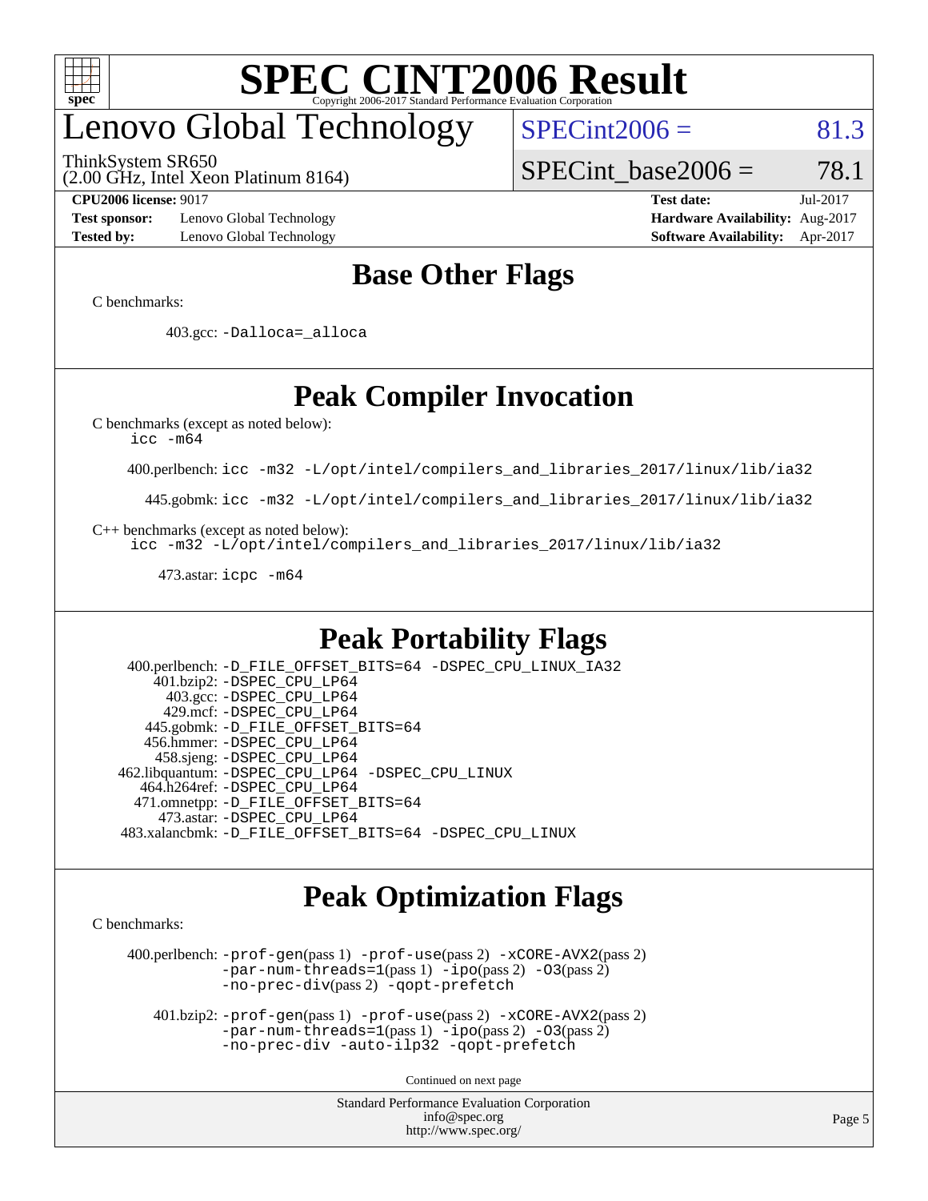# SPEC CINT2006 Result

## Lenovo Global Technology

ThinkSystem SR650
(2.00 GHz, Intel Xeon Platinum 8164)

SPECint2006 = 81.3

SPECint_base2006 = 78.1

**CPU2006 license:** 9017
**Test sponsor:** Lenovo Global Technology
**Tested by:** Lenovo Global Technology

**Test date:** Jul-2017
**Hardware Availability:** Aug-2017
**Software Availability:** Apr-2017

## Base Other Flags

C benchmarks:

403.gcc: `-Dalloca=_alloca`

## Peak Compiler Invocation

C benchmarks (except as noted below):
`icc -m64`

400.perlbench: `icc -m32 -L/opt/intel/compilers_and_libraries_2017/linux/lib/ia32`

445.gobmk: `icc -m32 -L/opt/intel/compilers_and_libraries_2017/linux/lib/ia32`

C++ benchmarks (except as noted below):
`icc -m32 -L/opt/intel/compilers_and_libraries_2017/linux/lib/ia32`

473.astar: `icpc -m64`

## Peak Portability Flags

400.perlbench: `-D_FILE_OFFSET_BITS=64 -DSPEC_CPU_LINUX_IA32`
401.bzip2: `-DSPEC_CPU_LP64`
403.gcc: `-DSPEC_CPU_LP64`
429.mcf: `-DSPEC_CPU_LP64`
445.gobmk: `-D_FILE_OFFSET_BITS=64`
456.hmmer: `-DSPEC_CPU_LP64`
458.sjeng: `-DSPEC_CPU_LP64`
462.libquantum: `-DSPEC_CPU_LP64 -DSPEC_CPU_LINUX`
464.h264ref: `-DSPEC_CPU_LP64`
471.omnetpp: `-D_FILE_OFFSET_BITS=64`
473.astar: `-DSPEC_CPU_LP64`
483.xalancbmk: `-D_FILE_OFFSET_BITS=64 -DSPEC_CPU_LINUX`

## Peak Optimization Flags

C benchmarks:

400.perlbench: `-prof-gen`(pass 1) `-prof-use`(pass 2) `-xCORE-AVX2`(pass 2) `-par-num-threads=1`(pass 1) `-ipo`(pass 2) `-O3`(pass 2) `-no-prec-div`(pass 2) `-qopt-prefetch`

401.bzip2: `-prof-gen`(pass 1) `-prof-use`(pass 2) `-xCORE-AVX2`(pass 2) `-par-num-threads=1`(pass 1) `-ipo`(pass 2) `-O3`(pass 2) `-no-prec-div -auto-ilp32 -qopt-prefetch`

Continued on next page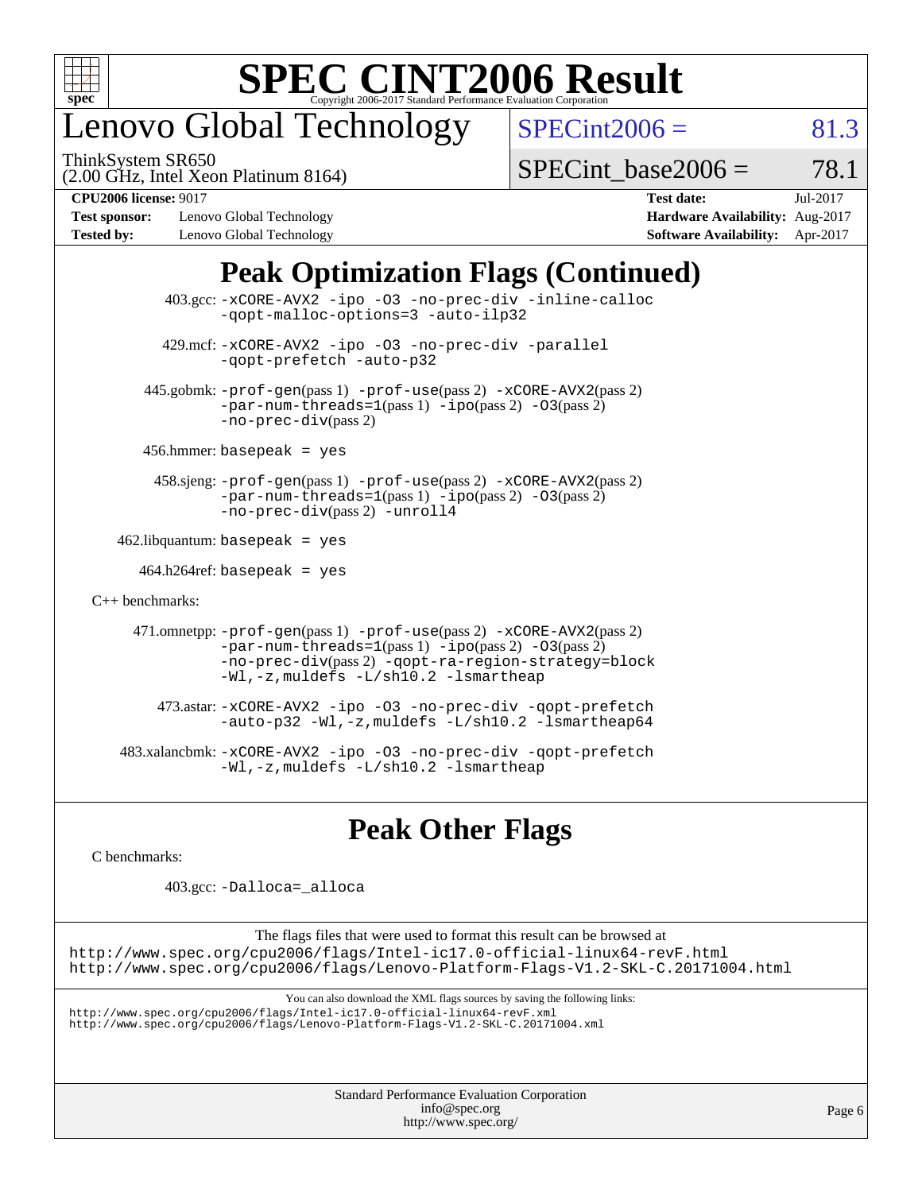## Peak Optimization Flags (Continued)

403.gcc: -xCORE-AVX2 -ipo -O3 -no-prec-div -inline-calloc -qopt-malloc-options=3 -auto-ilp32

429.mcf: -xCORE-AVX2 -ipo -O3 -no-prec-div -parallel -qopt-prefetch -auto-p32

445.gobmk: -prof-gen(pass 1) -prof-use(pass 2) -xCORE-AVX2(pass 2) -par-num-threads=1(pass 1) -ipo(pass 2) -O3(pass 2) -no-prec-div(pass 2)

456.hmmer: basepeak = yes

458.sjeng: -prof-gen(pass 1) -prof-use(pass 2) -xCORE-AVX2(pass 2) -par-num-threads=1(pass 1) -ipo(pass 2) -O3(pass 2) -no-prec-div(pass 2) -unroll4

462.libquantum: basepeak = yes

464.h264ref: basepeak = yes

C++ benchmarks:

471.omnetpp: -prof-gen(pass 1) -prof-use(pass 2) -xCORE-AVX2(pass 2) -par-num-threads=1(pass 1) -ipo(pass 2) -O3(pass 2) -no-prec-div(pass 2) -qopt-ra-region-strategy=block -Wl,-z,muldefs -L/sh10.2 -lsmartheap

473.astar: -xCORE-AVX2 -ipo -O3 -no-prec-div -qopt-prefetch -auto-p32 -Wl,-z,muldefs -L/sh10.2 -lsmartheap64

483.xalancbmk: -xCORE-AVX2 -ipo -O3 -no-prec-div -qopt-prefetch -Wl,-z,muldefs -L/sh10.2 -lsmartheap

## Peak Other Flags

C benchmarks:

403.gcc: -Dalloca=_alloca

The flags files that were used to format this result can be browsed at
http://www.spec.org/cpu2006/flags/Intel-ic17.0-official-linux64-revF.html
http://www.spec.org/cpu2006/flags/Lenovo-Platform-Flags-V1.2-SKL-C.20171004.html

You can also download the XML flags sources by saving the following links:
http://www.spec.org/cpu2006/flags/Intel-ic17.0-official-linux64-revF.xml
http://www.spec.org/cpu2006/flags/Lenovo-Platform-Flags-V1.2-SKL-C.20171004.xml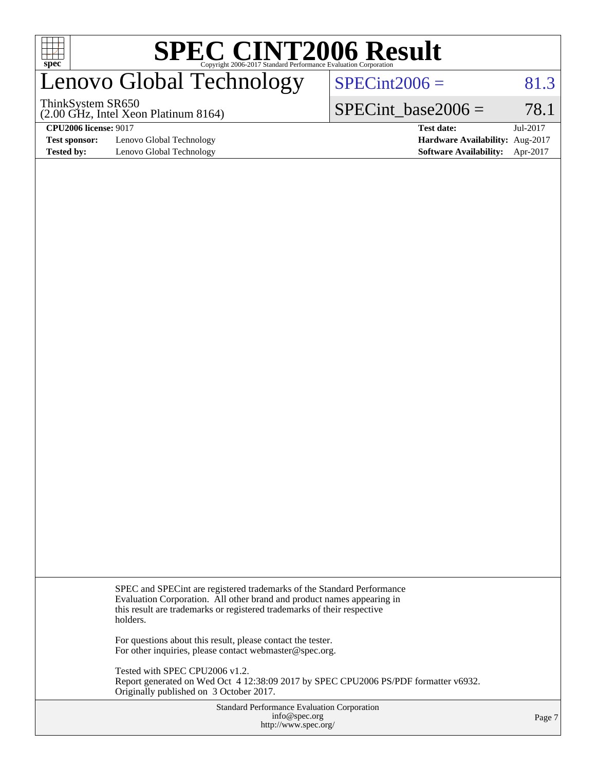SPEC and SPECint are registered trademarks of the Standard Performance Evaluation Corporation. All other brand and product names appearing in this result are trademarks or registered trademarks of their respective holders.

For questions about this result, please contact the tester.
For other inquiries, please contact webmaster@spec.org.

Tested with SPEC CPU2006 v1.2.
Report generated on Wed Oct 4 12:38:09 2017 by SPEC CPU2006 PS/PDF formatter v6932.
Originally published on 3 October 2017.